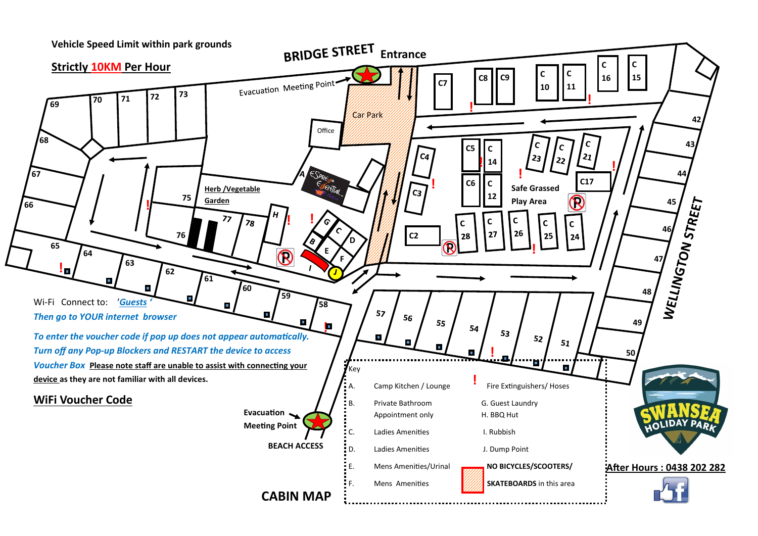Vehicle Speed Limit within park grounds

**Strictly 10KM Per Hour**

BRIDGE STREET Entrance

Evacuation Meeting Point

Car Park

Office

C7 C8 C9 C10 C11 C16 C15

69 70 71 72 73

68 67 66 65 64 63 62 61 60 59 58

75 76 77 78

Herb /Vegetable Garden

A B C D E F G H I J

C4 C3 C2 C5 C14 C6 C12 C23 C22 C21 C17

Safe Grassed Play Area

C28 C27 C26 C25 C24

57 56 55 54 53 52 51 50

42 43 44 45 46 47 48 49

WELLINGTON STREET

Wi-Fi Connect to: *'Guests'*

*Then go to YOUR internet browser*

*To enter the voucher code if pop up does not appear automatically.*

*Turn off any Pop-up Blockers and RESTART the device to access*

*Voucher Box* **Please note staff are unable to assist with connecting your device as they are not familiar with all devices.**

**WiFi Voucher Code**

Evacuation Meeting Point

BEACH ACCESS

**CABIN MAP**

Key

| | | | |
|---|---|---|---|
| A. | Camp Kitchen / Lounge | ! | Fire Extinguishers/ Hoses |
| B. | Private Bathroom Appointment only | | G. Guest Laundry<br>H. BBQ Hut |
| C. | Ladies Amenities | | I. Rubbish |
| D. | Ladies Amenities | | J. Dump Point |
| E. | Mens Amenities/Urinal | | **NO BICYCLES/SCOOTERS/ SKATEBOARDS** in this area |
| F. | Mens Amenities | | |

SWANSEA HOLIDAY PARK

**After Hours : 0438 202 282**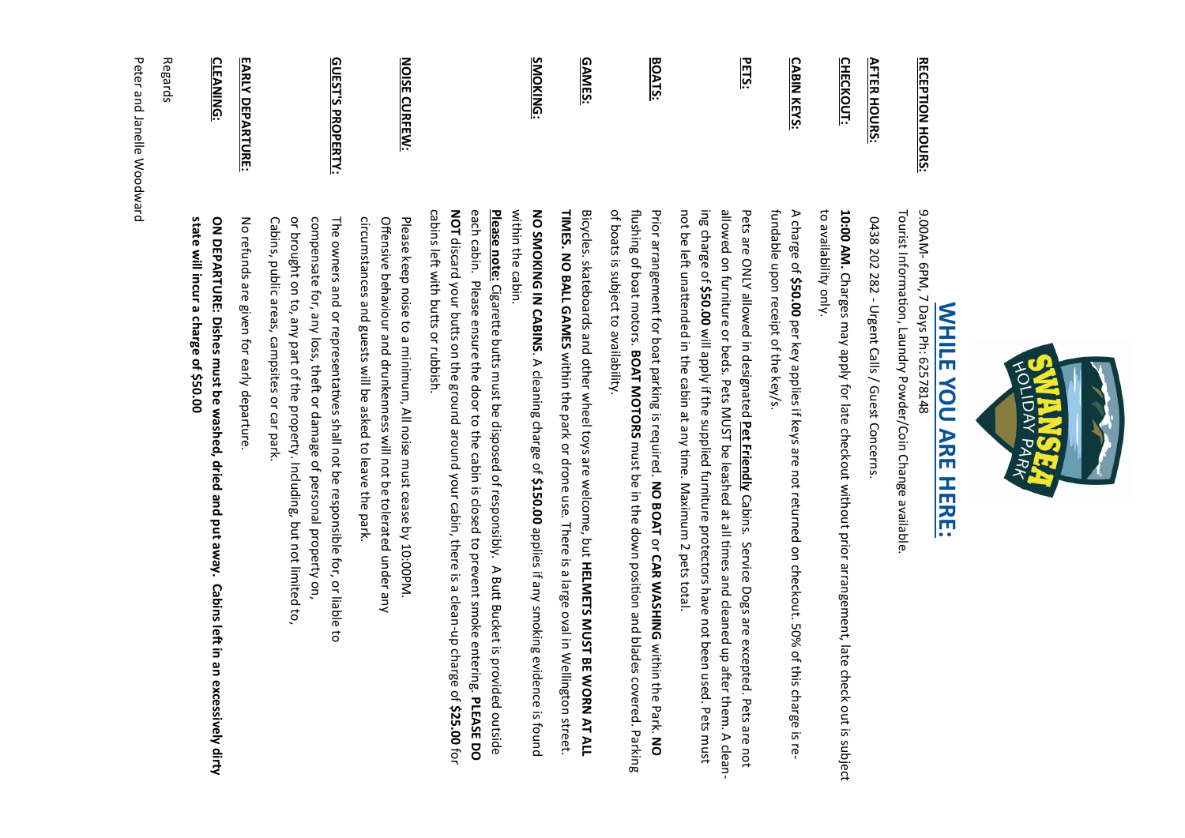# WHILE YOU ARE HERE:

**RECEPTION HOURS:** 9.00AM- 6PM, 7 Days Ph: 62578148
Tourist Information, Laundry Powder/Coin Change available.

**AFTER HOURS:** 0438 202 282 - Urgent Calls / Guest Concerns.

**CHECKOUT:** **10:00 AM.** Charges may apply for late checkout without prior arrangement, late check out is subject to availability only.

**CABIN KEYS:** A charge of **$50.00** per key applies if keys are not returned on checkout. 50% of this charge is re-fundable upon receipt of the key/s.

**PETS:** Pets are ONLY allowed in designated **Pet Friendly** Cabins. Service Dogs are excepted. Pets are not allowed on furniture or beds. Pets MUST be leashed at all times and cleaned up after them. A clean-ing charge of **$50.00** will apply if the supplied furniture protectors have not been used. Pets must not be left unattended in the cabin at any time. Maximum 2 pets total.

**BOATS:** Prior arrangement for boat parking is required. **NO BOAT** or **CAR WASHING** within the Park. **NO** flushing of boat motors. **BOAT MOTORS** must be in the down position and blades covered. Parking of boats is subject to availability.

**GAMES:** Bicycles, skateboards and other wheel toys are welcome, but **HELMETS MUST BE WORN AT ALL TIMES. NO BALL GAMES** within the park or drone use. There is a large oval in Wellington street.

**SMOKING:** **NO SMOKING IN CABINS**. A cleaning charge of **$150.00** applies if any smoking evidence is found within the cabin.
**Please note:** Cigarette butts must be disposed of responsibly. A Butt Bucket is provided outside each cabin. Please ensure the door to the cabin is closed to prevent smoke entering. **PLEASE DO NOT** discard your butts on the ground around your cabin, there is a clean-up charge of **$25.00** for cabins left with butts or rubbish.

**NOISE CURFEW:** Please keep noise to a minimum, All noise must cease by 10:00PM.
Offensive behaviour and drunkenness will not be tolerated under any circumstances and guests will be asked to leave the park.

**GUEST'S PROPERTY:** The owners and or representatives shall not be responsible for, or liable to compensate for, any loss, theft or damage of personal property on, or brought on to, any part of the property. Including, but not limited to, Cabins, public areas, campsites or car park.

**EARLY DEPARTURE:** No refunds are given for early departure.

**CLEANING:** **ON DEPARTURE: Dishes must be washed, dried and put away. Cabins left in an excessively dirty state will incur a charge of $50.00**

Regards

Peter and Janelle Woodward